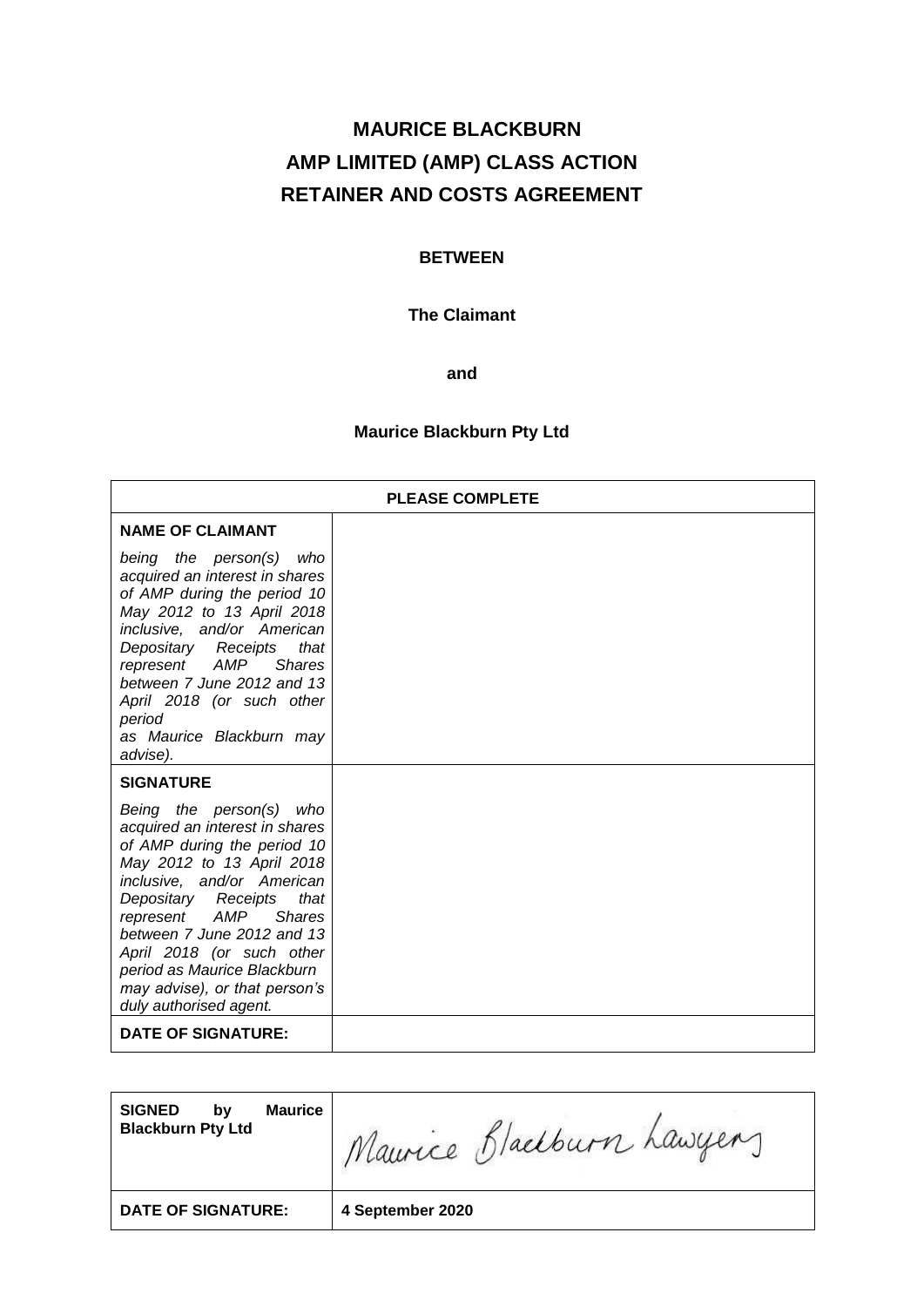# MAURICE BLACKBURN
# AMP LIMITED (AMP) CLASS ACTION
# RETAINER AND COSTS AGREEMENT

**BETWEEN**

**The Claimant**

**and**

**Maurice Blackburn Pty Ltd**

| PLEASE COMPLETE | |
|---|---|
| **NAME OF CLAIMANT**<br><br>*being the person(s) who acquired an interest in shares of AMP during the period 10 May 2012 to 13 April 2018 inclusive, and/or American Depositary Receipts that represent AMP Shares between 7 June 2012 and 13 April 2018 (or such other period as Maurice Blackburn may advise).* | |
| **SIGNATURE**<br><br>*Being the person(s) who acquired an interest in shares of AMP during the period 10 May 2012 to 13 April 2018 inclusive, and/or American Depositary Receipts that represent AMP Shares between 7 June 2012 and 13 April 2018 (or such other period as Maurice Blackburn may advise), or that person's duly authorised agent.* | |
| **DATE OF SIGNATURE:** | |

| **SIGNED by Maurice Blackburn Pty Ltd** | Maurice Blackburn Lawyers |
|---|---|
| **DATE OF SIGNATURE:** | **4 September 2020** |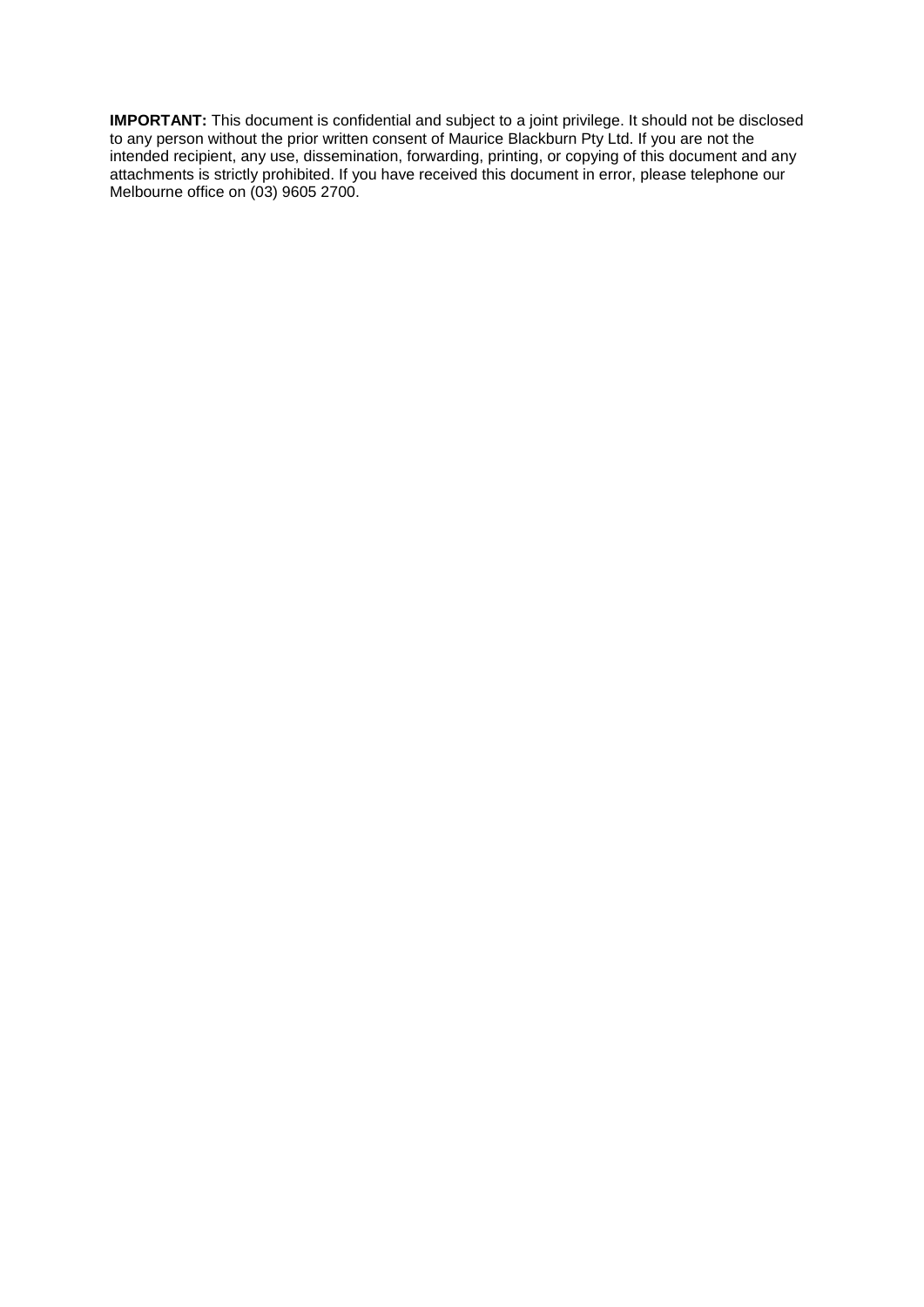**IMPORTANT:** This document is confidential and subject to a joint privilege. It should not be disclosed to any person without the prior written consent of Maurice Blackburn Pty Ltd. If you are not the intended recipient, any use, dissemination, forwarding, printing, or copying of this document and any attachments is strictly prohibited. If you have received this document in error, please telephone our Melbourne office on (03) 9605 2700.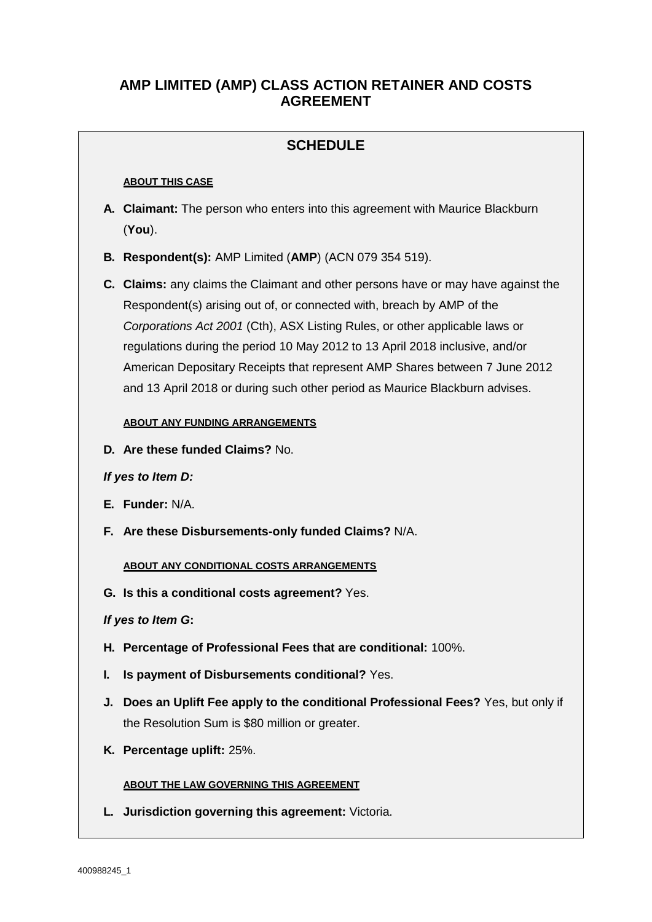# AMP LIMITED (AMP) CLASS ACTION RETAINER AND COSTS AGREEMENT

## SCHEDULE

**ABOUT THIS CASE**

**A. Claimant:** The person who enters into this agreement with Maurice Blackburn (**You**).

**B. Respondent(s):** AMP Limited (**AMP**) (ACN 079 354 519).

**C. Claims:** any claims the Claimant and other persons have or may have against the Respondent(s) arising out of, or connected with, breach by AMP of the *Corporations Act 2001* (Cth), ASX Listing Rules, or other applicable laws or regulations during the period 10 May 2012 to 13 April 2018 inclusive, and/or American Depositary Receipts that represent AMP Shares between 7 June 2012 and 13 April 2018 or during such other period as Maurice Blackburn advises.

**ABOUT ANY FUNDING ARRANGEMENTS**

**D. Are these funded Claims?** No.

***If yes to Item D:***

**E. Funder:** N/A.

**F. Are these Disbursements-only funded Claims?** N/A.

**ABOUT ANY CONDITIONAL COSTS ARRANGEMENTS**

**G. Is this a conditional costs agreement?** Yes.

***If yes to Item G*:**

**H. Percentage of Professional Fees that are conditional:** 100%.

**I. Is payment of Disbursements conditional?** Yes.

**J. Does an Uplift Fee apply to the conditional Professional Fees?** Yes, but only if the Resolution Sum is $80 million or greater.

**K. Percentage uplift:** 25%.

**ABOUT THE LAW GOVERNING THIS AGREEMENT**

**L. Jurisdiction governing this agreement:** Victoria.

400988245_1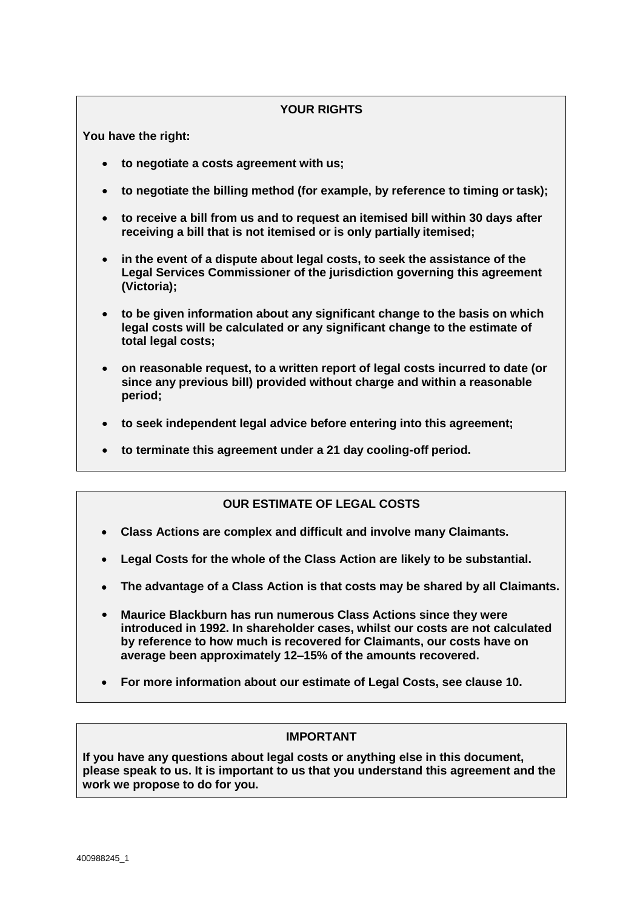## YOUR RIGHTS

**You have the right:**

- **to negotiate a costs agreement with us;**
- **to negotiate the billing method (for example, by reference to timing or task);**
- **to receive a bill from us and to request an itemised bill within 30 days after receiving a bill that is not itemised or is only partially itemised;**
- **in the event of a dispute about legal costs, to seek the assistance of the Legal Services Commissioner of the jurisdiction governing this agreement (Victoria);**
- **to be given information about any significant change to the basis on which legal costs will be calculated or any significant change to the estimate of total legal costs;**
- **on reasonable request, to a written report of legal costs incurred to date (or since any previous bill) provided without charge and within a reasonable period;**
- **to seek independent legal advice before entering into this agreement;**
- **to terminate this agreement under a 21 day cooling-off period.**

## OUR ESTIMATE OF LEGAL COSTS

- **Class Actions are complex and difficult and involve many Claimants.**
- **Legal Costs for the whole of the Class Action are likely to be substantial.**
- **The advantage of a Class Action is that costs may be shared by all Claimants.**
- **Maurice Blackburn has run numerous Class Actions since they were introduced in 1992. In shareholder cases, whilst our costs are not calculated by reference to how much is recovered for Claimants, our costs have on average been approximately 12–15% of the amounts recovered.**
- **For more information about our estimate of Legal Costs, see clause 10.**

## IMPORTANT

**If you have any questions about legal costs or anything else in this document, please speak to us. It is important to us that you understand this agreement and the work we propose to do for you.**

400988245_1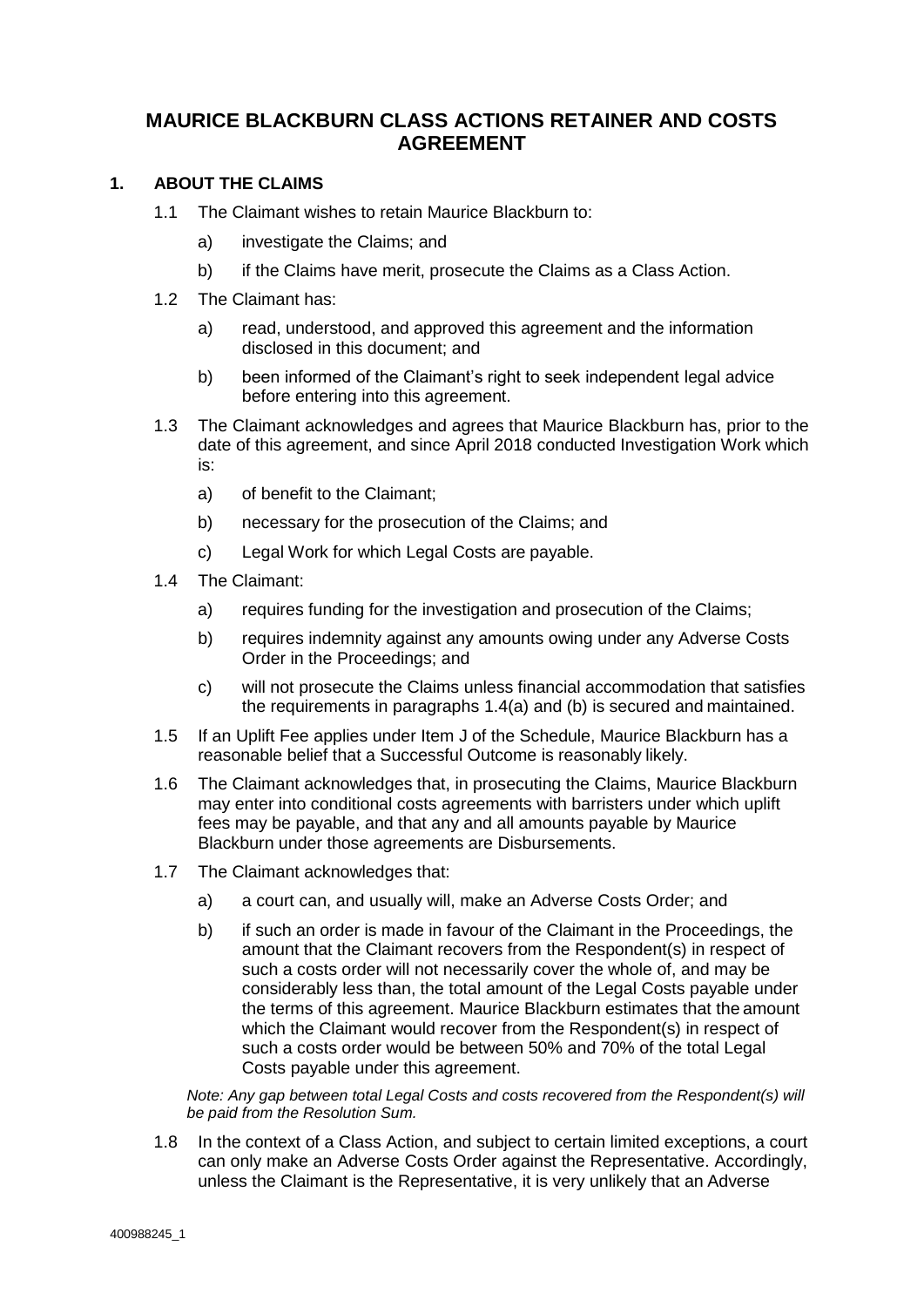# MAURICE BLACKBURN CLASS ACTIONS RETAINER AND COSTS AGREEMENT

## 1. ABOUT THE CLAIMS

1.1 The Claimant wishes to retain Maurice Blackburn to:

a) investigate the Claims; and

b) if the Claims have merit, prosecute the Claims as a Class Action.

1.2 The Claimant has:

a) read, understood, and approved this agreement and the information disclosed in this document; and

b) been informed of the Claimant's right to seek independent legal advice before entering into this agreement.

1.3 The Claimant acknowledges and agrees that Maurice Blackburn has, prior to the date of this agreement, and since April 2018 conducted Investigation Work which is:

a) of benefit to the Claimant;

b) necessary for the prosecution of the Claims; and

c) Legal Work for which Legal Costs are payable.

1.4 The Claimant:

a) requires funding for the investigation and prosecution of the Claims;

b) requires indemnity against any amounts owing under any Adverse Costs Order in the Proceedings; and

c) will not prosecute the Claims unless financial accommodation that satisfies the requirements in paragraphs 1.4(a) and (b) is secured and maintained.

1.5 If an Uplift Fee applies under Item J of the Schedule, Maurice Blackburn has a reasonable belief that a Successful Outcome is reasonably likely.

1.6 The Claimant acknowledges that, in prosecuting the Claims, Maurice Blackburn may enter into conditional costs agreements with barristers under which uplift fees may be payable, and that any and all amounts payable by Maurice Blackburn under those agreements are Disbursements.

1.7 The Claimant acknowledges that:

a) a court can, and usually will, make an Adverse Costs Order; and

b) if such an order is made in favour of the Claimant in the Proceedings, the amount that the Claimant recovers from the Respondent(s) in respect of such a costs order will not necessarily cover the whole of, and may be considerably less than, the total amount of the Legal Costs payable under the terms of this agreement. Maurice Blackburn estimates that the amount which the Claimant would recover from the Respondent(s) in respect of such a costs order would be between 50% and 70% of the total Legal Costs payable under this agreement.

*Note: Any gap between total Legal Costs and costs recovered from the Respondent(s) will be paid from the Resolution Sum.*

1.8 In the context of a Class Action, and subject to certain limited exceptions, a court can only make an Adverse Costs Order against the Representative. Accordingly, unless the Claimant is the Representative, it is very unlikely that an Adverse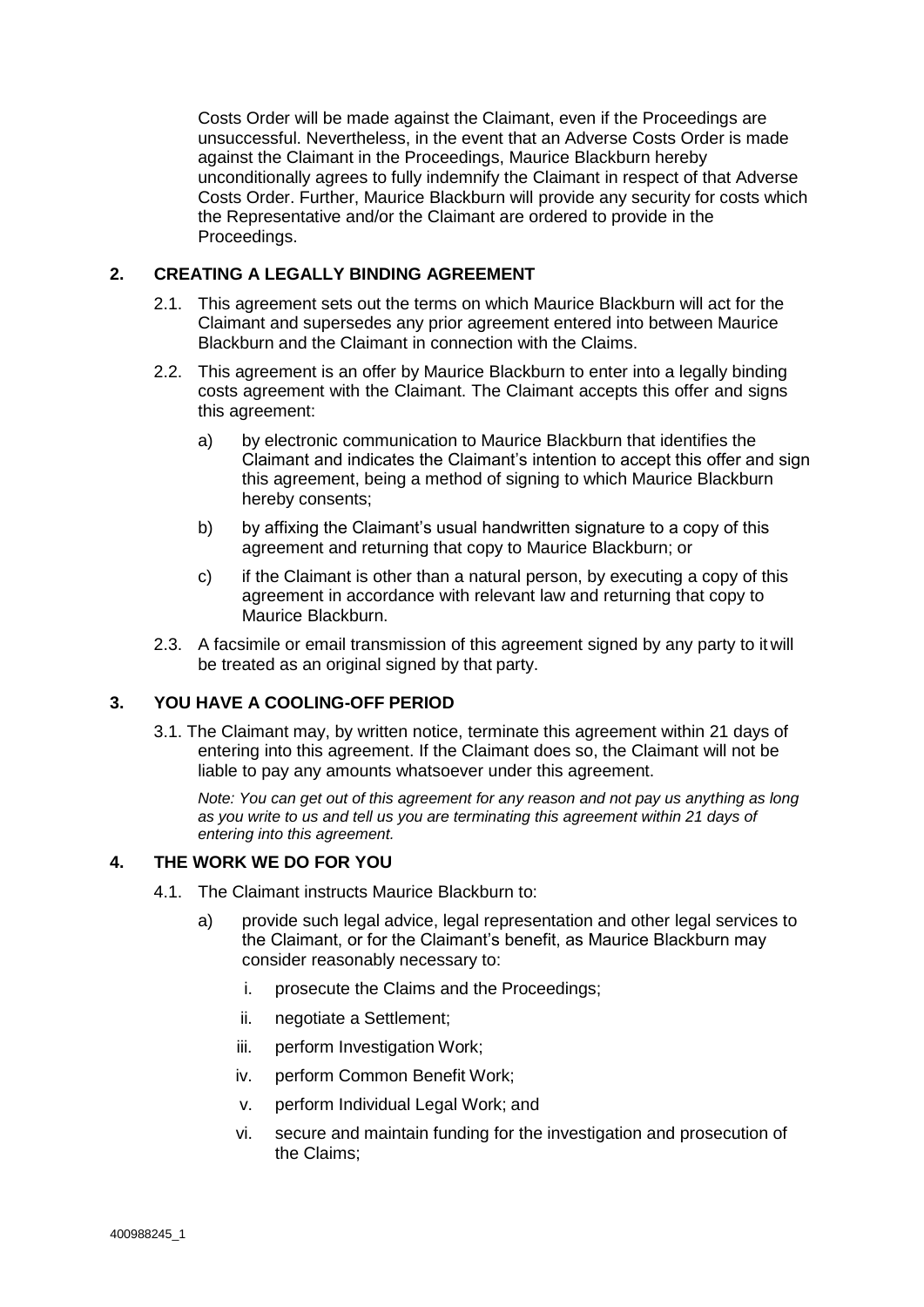Costs Order will be made against the Claimant, even if the Proceedings are unsuccessful. Nevertheless, in the event that an Adverse Costs Order is made against the Claimant in the Proceedings, Maurice Blackburn hereby unconditionally agrees to fully indemnify the Claimant in respect of that Adverse Costs Order. Further, Maurice Blackburn will provide any security for costs which the Representative and/or the Claimant are ordered to provide in the Proceedings.

## 2. CREATING A LEGALLY BINDING AGREEMENT

2.1. This agreement sets out the terms on which Maurice Blackburn will act for the Claimant and supersedes any prior agreement entered into between Maurice Blackburn and the Claimant in connection with the Claims.

2.2. This agreement is an offer by Maurice Blackburn to enter into a legally binding costs agreement with the Claimant. The Claimant accepts this offer and signs this agreement:

a) by electronic communication to Maurice Blackburn that identifies the Claimant and indicates the Claimant's intention to accept this offer and sign this agreement, being a method of signing to which Maurice Blackburn hereby consents;

b) by affixing the Claimant's usual handwritten signature to a copy of this agreement and returning that copy to Maurice Blackburn; or

c) if the Claimant is other than a natural person, by executing a copy of this agreement in accordance with relevant law and returning that copy to Maurice Blackburn.

2.3. A facsimile or email transmission of this agreement signed by any party to it will be treated as an original signed by that party.

## 3. YOU HAVE A COOLING-OFF PERIOD

3.1. The Claimant may, by written notice, terminate this agreement within 21 days of entering into this agreement. If the Claimant does so, the Claimant will not be liable to pay any amounts whatsoever under this agreement.

*Note: You can get out of this agreement for any reason and not pay us anything as long as you write to us and tell us you are terminating this agreement within 21 days of entering into this agreement.*

## 4. THE WORK WE DO FOR YOU

4.1. The Claimant instructs Maurice Blackburn to:

a) provide such legal advice, legal representation and other legal services to the Claimant, or for the Claimant's benefit, as Maurice Blackburn may consider reasonably necessary to:

i. prosecute the Claims and the Proceedings;

ii. negotiate a Settlement;

iii. perform Investigation Work;

iv. perform Common Benefit Work;

v. perform Individual Legal Work; and

vi. secure and maintain funding for the investigation and prosecution of the Claims;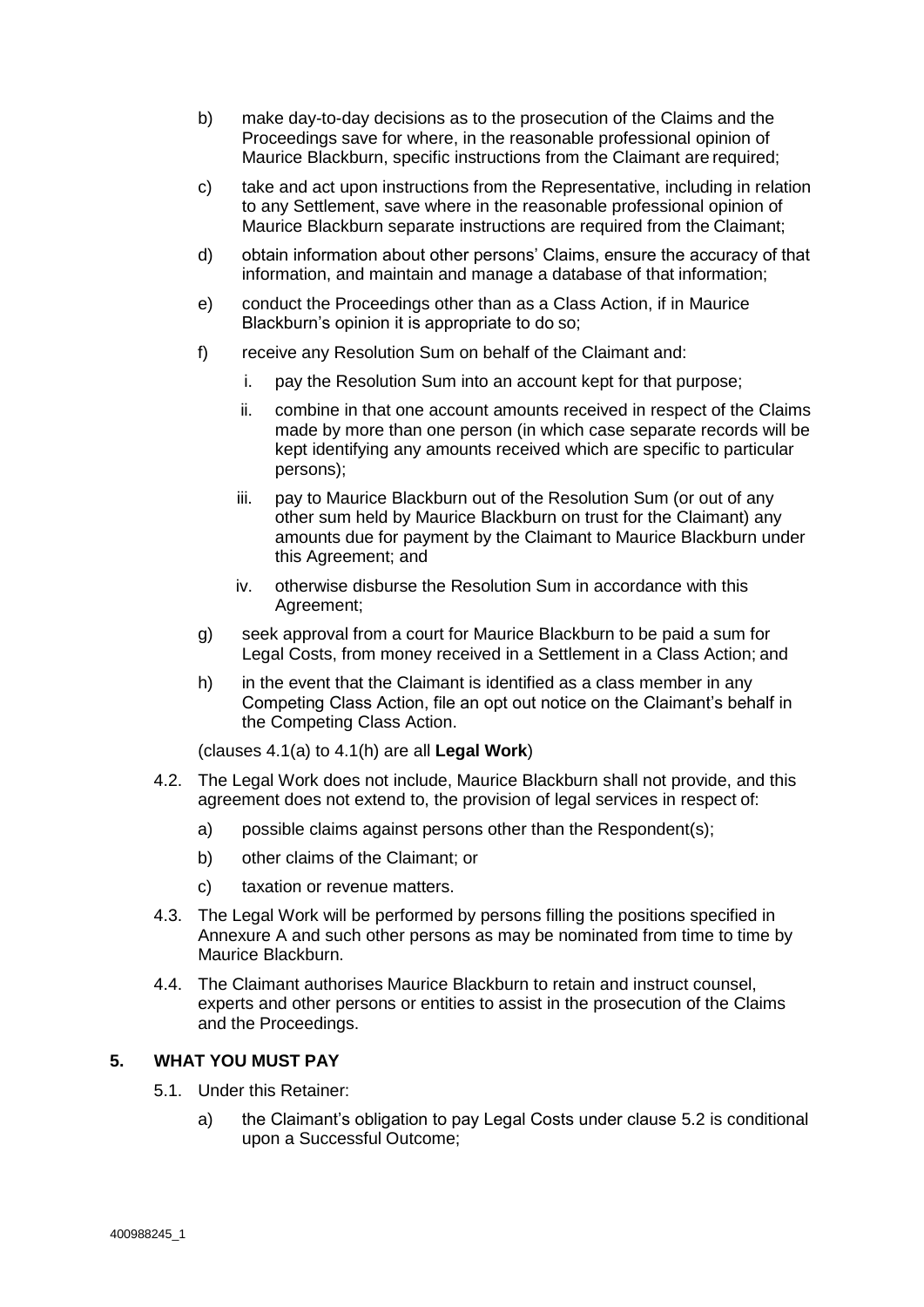b) make day-to-day decisions as to the prosecution of the Claims and the Proceedings save for where, in the reasonable professional opinion of Maurice Blackburn, specific instructions from the Claimant are required;

c) take and act upon instructions from the Representative, including in relation to any Settlement, save where in the reasonable professional opinion of Maurice Blackburn separate instructions are required from the Claimant;

d) obtain information about other persons' Claims, ensure the accuracy of that information, and maintain and manage a database of that information;

e) conduct the Proceedings other than as a Class Action, if in Maurice Blackburn's opinion it is appropriate to do so;

f) receive any Resolution Sum on behalf of the Claimant and:

   i. pay the Resolution Sum into an account kept for that purpose;

   ii. combine in that one account amounts received in respect of the Claims made by more than one person (in which case separate records will be kept identifying any amounts received which are specific to particular persons);

   iii. pay to Maurice Blackburn out of the Resolution Sum (or out of any other sum held by Maurice Blackburn on trust for the Claimant) any amounts due for payment by the Claimant to Maurice Blackburn under this Agreement; and

   iv. otherwise disburse the Resolution Sum in accordance with this Agreement;

g) seek approval from a court for Maurice Blackburn to be paid a sum for Legal Costs, from money received in a Settlement in a Class Action; and

h) in the event that the Claimant is identified as a class member in any Competing Class Action, file an opt out notice on the Claimant's behalf in the Competing Class Action.

(clauses 4.1(a) to 4.1(h) are all **Legal Work**)

4.2. The Legal Work does not include, Maurice Blackburn shall not provide, and this agreement does not extend to, the provision of legal services in respect of:

   a) possible claims against persons other than the Respondent(s);

   b) other claims of the Claimant; or

   c) taxation or revenue matters.

4.3. The Legal Work will be performed by persons filling the positions specified in Annexure A and such other persons as may be nominated from time to time by Maurice Blackburn.

4.4. The Claimant authorises Maurice Blackburn to retain and instruct counsel, experts and other persons or entities to assist in the prosecution of the Claims and the Proceedings.

## 5. WHAT YOU MUST PAY

5.1. Under this Retainer:

   a) the Claimant's obligation to pay Legal Costs under clause 5.2 is conditional upon a Successful Outcome;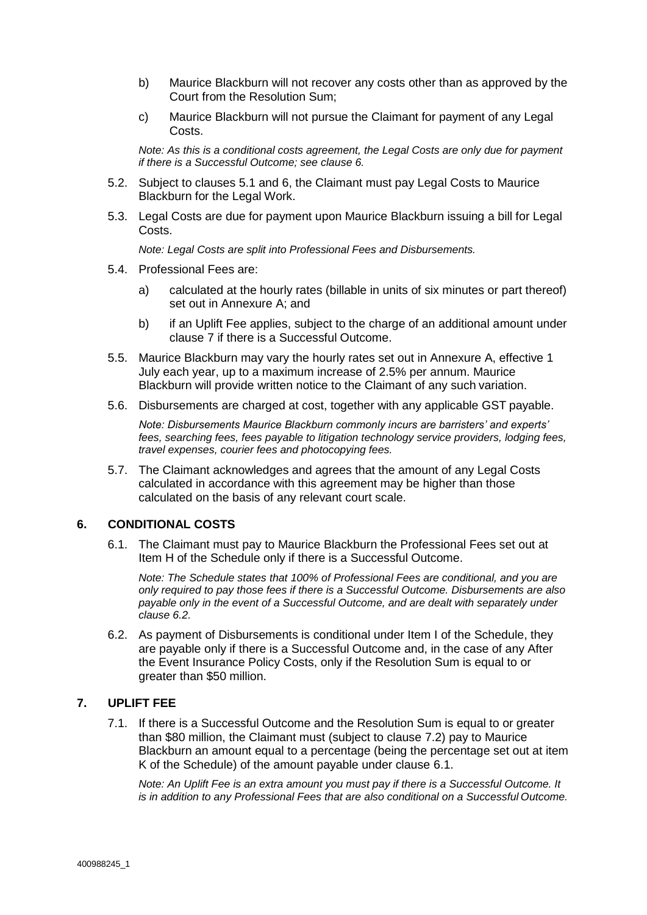b) Maurice Blackburn will not recover any costs other than as approved by the Court from the Resolution Sum;

c) Maurice Blackburn will not pursue the Claimant for payment of any Legal Costs.

*Note: As this is a conditional costs agreement, the Legal Costs are only due for payment if there is a Successful Outcome; see clause 6.*

5.2. Subject to clauses 5.1 and 6, the Claimant must pay Legal Costs to Maurice Blackburn for the Legal Work.

5.3. Legal Costs are due for payment upon Maurice Blackburn issuing a bill for Legal Costs.

*Note: Legal Costs are split into Professional Fees and Disbursements.*

5.4. Professional Fees are:

a) calculated at the hourly rates (billable in units of six minutes or part thereof) set out in Annexure A; and

b) if an Uplift Fee applies, subject to the charge of an additional amount under clause 7 if there is a Successful Outcome.

5.5. Maurice Blackburn may vary the hourly rates set out in Annexure A, effective 1 July each year, up to a maximum increase of 2.5% per annum. Maurice Blackburn will provide written notice to the Claimant of any such variation.

5.6. Disbursements are charged at cost, together with any applicable GST payable.

*Note: Disbursements Maurice Blackburn commonly incurs are barristers' and experts' fees, searching fees, fees payable to litigation technology service providers, lodging fees, travel expenses, courier fees and photocopying fees.*

5.7. The Claimant acknowledges and agrees that the amount of any Legal Costs calculated in accordance with this agreement may be higher than those calculated on the basis of any relevant court scale.

## 6. CONDITIONAL COSTS

6.1. The Claimant must pay to Maurice Blackburn the Professional Fees set out at Item H of the Schedule only if there is a Successful Outcome.

*Note: The Schedule states that 100% of Professional Fees are conditional, and you are only required to pay those fees if there is a Successful Outcome. Disbursements are also payable only in the event of a Successful Outcome, and are dealt with separately under clause 6.2.*

6.2. As payment of Disbursements is conditional under Item I of the Schedule, they are payable only if there is a Successful Outcome and, in the case of any After the Event Insurance Policy Costs, only if the Resolution Sum is equal to or greater than \$50 million.

## 7. UPLIFT FEE

7.1. If there is a Successful Outcome and the Resolution Sum is equal to or greater than \$80 million, the Claimant must (subject to clause 7.2) pay to Maurice Blackburn an amount equal to a percentage (being the percentage set out at item K of the Schedule) of the amount payable under clause 6.1.

*Note: An Uplift Fee is an extra amount you must pay if there is a Successful Outcome. It is in addition to any Professional Fees that are also conditional on a Successful Outcome.*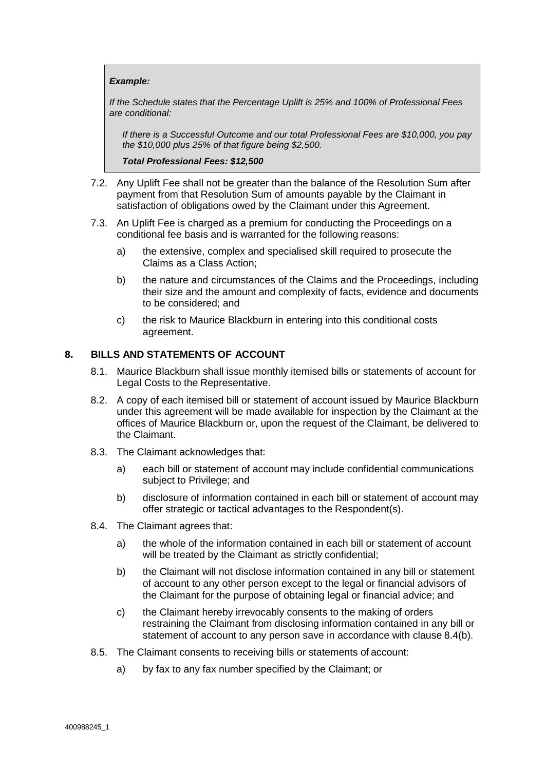> ***Example:***
>
> *If the Schedule states that the Percentage Uplift is 25% and 100% of Professional Fees are conditional:*
>
> *If there is a Successful Outcome and our total Professional Fees are $10,000, you pay the $10,000 plus 25% of that figure being $2,500.*
>
> ***Total Professional Fees: $12,500***

7.2. Any Uplift Fee shall not be greater than the balance of the Resolution Sum after payment from that Resolution Sum of amounts payable by the Claimant in satisfaction of obligations owed by the Claimant under this Agreement.

7.3. An Uplift Fee is charged as a premium for conducting the Proceedings on a conditional fee basis and is warranted for the following reasons:

- a) the extensive, complex and specialised skill required to prosecute the Claims as a Class Action;
- b) the nature and circumstances of the Claims and the Proceedings, including their size and the amount and complexity of facts, evidence and documents to be considered; and
- c) the risk to Maurice Blackburn in entering into this conditional costs agreement.

## 8. BILLS AND STATEMENTS OF ACCOUNT

8.1. Maurice Blackburn shall issue monthly itemised bills or statements of account for Legal Costs to the Representative.

8.2. A copy of each itemised bill or statement of account issued by Maurice Blackburn under this agreement will be made available for inspection by the Claimant at the offices of Maurice Blackburn or, upon the request of the Claimant, be delivered to the Claimant.

8.3. The Claimant acknowledges that:

- a) each bill or statement of account may include confidential communications subject to Privilege; and
- b) disclosure of information contained in each bill or statement of account may offer strategic or tactical advantages to the Respondent(s).

8.4. The Claimant agrees that:

- a) the whole of the information contained in each bill or statement of account will be treated by the Claimant as strictly confidential;
- b) the Claimant will not disclose information contained in any bill or statement of account to any other person except to the legal or financial advisors of the Claimant for the purpose of obtaining legal or financial advice; and
- c) the Claimant hereby irrevocably consents to the making of orders restraining the Claimant from disclosing information contained in any bill or statement of account to any person save in accordance with clause 8.4(b).

8.5. The Claimant consents to receiving bills or statements of account:

- a) by fax to any fax number specified by the Claimant; or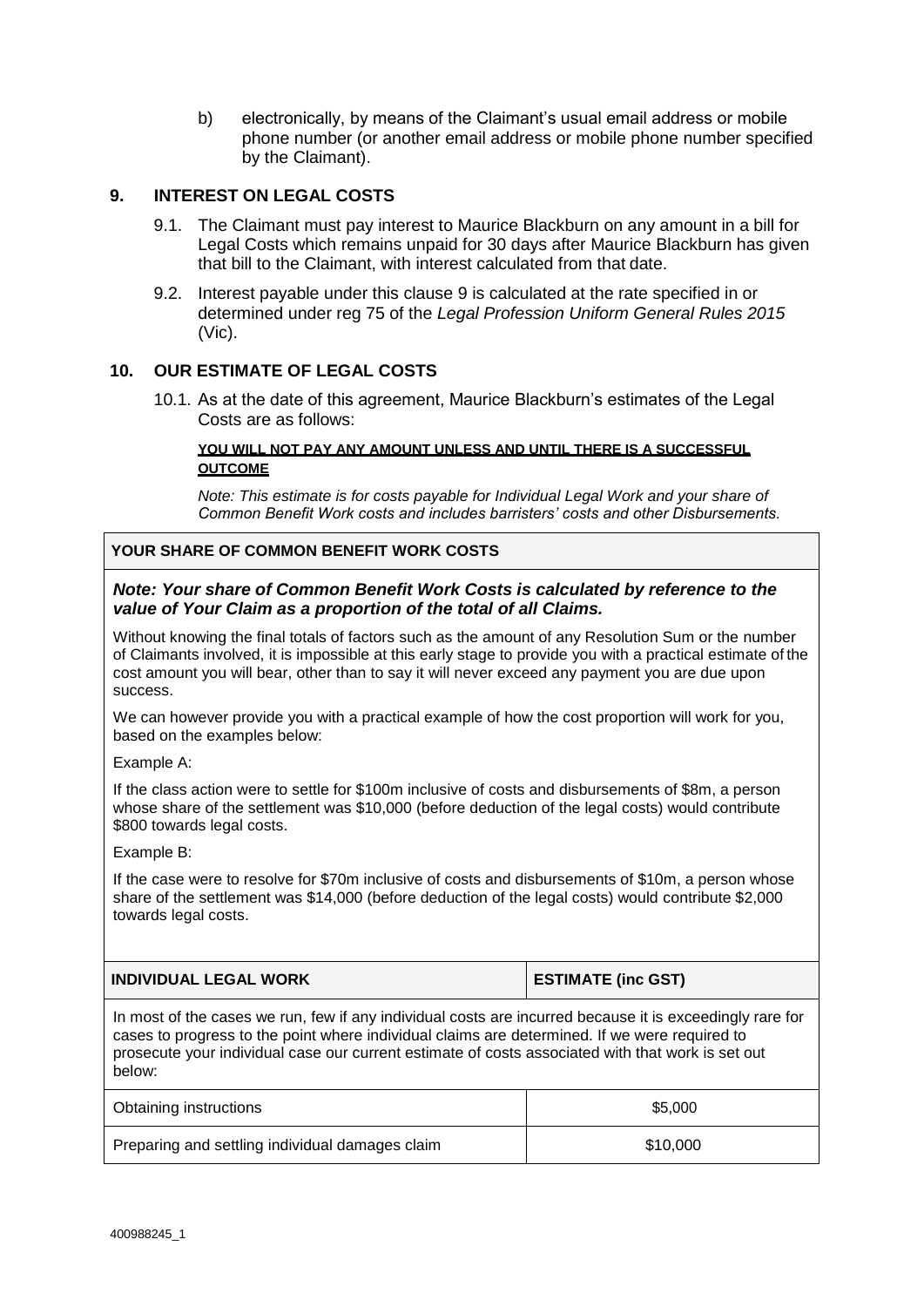b) electronically, by means of the Claimant's usual email address or mobile phone number (or another email address or mobile phone number specified by the Claimant).

## 9. INTEREST ON LEGAL COSTS

9.1. The Claimant must pay interest to Maurice Blackburn on any amount in a bill for Legal Costs which remains unpaid for 30 days after Maurice Blackburn has given that bill to the Claimant, with interest calculated from that date.

9.2. Interest payable under this clause 9 is calculated at the rate specified in or determined under reg 75 of the *Legal Profession Uniform General Rules 2015* (Vic).

## 10. OUR ESTIMATE OF LEGAL COSTS

10.1. As at the date of this agreement, Maurice Blackburn's estimates of the Legal Costs are as follows:

**YOU WILL NOT PAY ANY AMOUNT UNLESS AND UNTIL THERE IS A SUCCESSFUL OUTCOME**

*Note: This estimate is for costs payable for Individual Legal Work and your share of Common Benefit Work costs and includes barristers' costs and other Disbursements.*

**YOUR SHARE OF COMMON BENEFIT WORK COSTS**

***Note: Your share of Common Benefit Work Costs is calculated by reference to the value of Your Claim as a proportion of the total of all Claims.***

Without knowing the final totals of factors such as the amount of any Resolution Sum or the number of Claimants involved, it is impossible at this early stage to provide you with a practical estimate of the cost amount you will bear, other than to say it will never exceed any payment you are due upon success.

We can however provide you with a practical example of how the cost proportion will work for you, based on the examples below:

Example A:

If the class action were to settle for $100m inclusive of costs and disbursements of $8m, a person whose share of the settlement was $10,000 (before deduction of the legal costs) would contribute $800 towards legal costs.

Example B:

If the case were to resolve for $70m inclusive of costs and disbursements of $10m, a person whose share of the settlement was $14,000 (before deduction of the legal costs) would contribute $2,000 towards legal costs.

| **INDIVIDUAL LEGAL WORK** | **ESTIMATE (inc GST)** |
|---|---|
| In most of the cases we run, few if any individual costs are incurred because it is exceedingly rare for cases to progress to the point where individual claims are determined. If we were required to prosecute your individual case our current estimate of costs associated with that work is set out below: | |
| Obtaining instructions | $5,000 |
| Preparing and settling individual damages claim | $10,000 |

400988245_1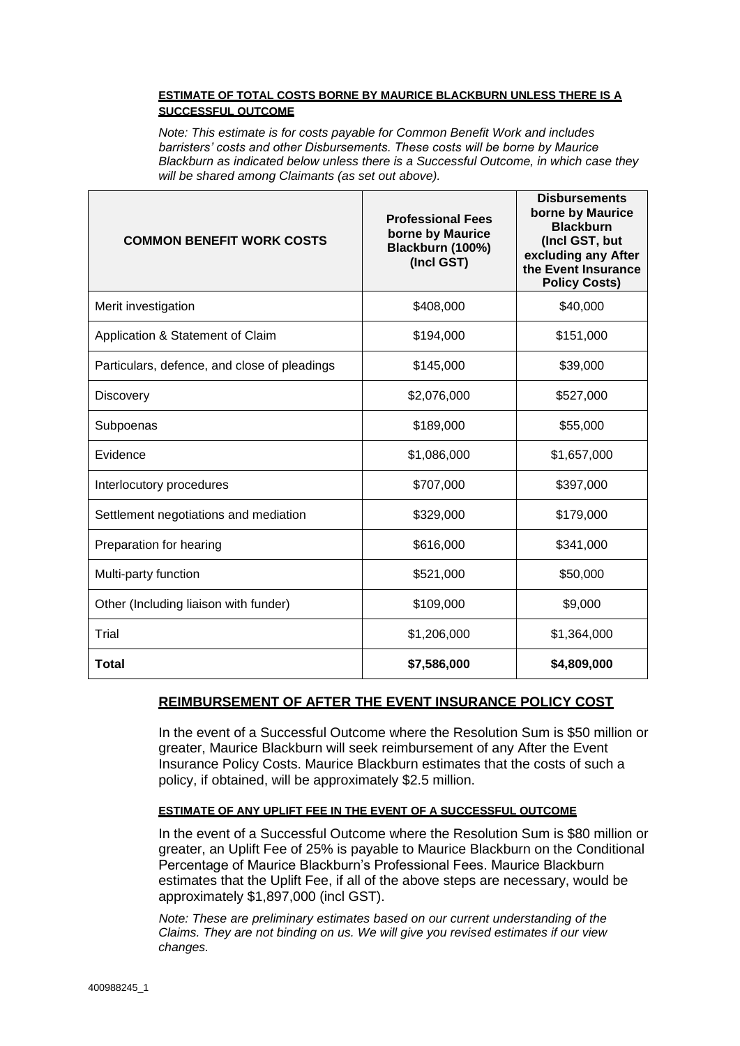**ESTIMATE OF TOTAL COSTS BORNE BY MAURICE BLACKBURN UNLESS THERE IS A SUCCESSFUL OUTCOME**

*Note: This estimate is for costs payable for Common Benefit Work and includes barristers' costs and other Disbursements. These costs will be borne by Maurice Blackburn as indicated below unless there is a Successful Outcome, in which case they will be shared among Claimants (as set out above).*

| COMMON BENEFIT WORK COSTS | Professional Fees borne by Maurice Blackburn (100%) (Incl GST) | Disbursements borne by Maurice Blackburn (Incl GST, but excluding any After the Event Insurance Policy Costs) |
|---|---|---|
| Merit investigation | $408,000 | $40,000 |
| Application & Statement of Claim | $194,000 | $151,000 |
| Particulars, defence, and close of pleadings | $145,000 | $39,000 |
| Discovery | $2,076,000 | $527,000 |
| Subpoenas | $189,000 | $55,000 |
| Evidence | $1,086,000 | $1,657,000 |
| Interlocutory procedures | $707,000 | $397,000 |
| Settlement negotiations and mediation | $329,000 | $179,000 |
| Preparation for hearing | $616,000 | $341,000 |
| Multi-party function | $521,000 | $50,000 |
| Other (Including liaison with funder) | $109,000 | $9,000 |
| Trial | $1,206,000 | $1,364,000 |
| **Total** | **$7,586,000** | **$4,809,000** |

## REIMBURSEMENT OF AFTER THE EVENT INSURANCE POLICY COST

In the event of a Successful Outcome where the Resolution Sum is $50 million or greater, Maurice Blackburn will seek reimbursement of any After the Event Insurance Policy Costs. Maurice Blackburn estimates that the costs of such a policy, if obtained, will be approximately $2.5 million.

**ESTIMATE OF ANY UPLIFT FEE IN THE EVENT OF A SUCCESSFUL OUTCOME**

In the event of a Successful Outcome where the Resolution Sum is $80 million or greater, an Uplift Fee of 25% is payable to Maurice Blackburn on the Conditional Percentage of Maurice Blackburn's Professional Fees. Maurice Blackburn estimates that the Uplift Fee, if all of the above steps are necessary, would be approximately $1,897,000 (incl GST).

*Note: These are preliminary estimates based on our current understanding of the Claims. They are not binding on us. We will give you revised estimates if our view changes.*

400988245_1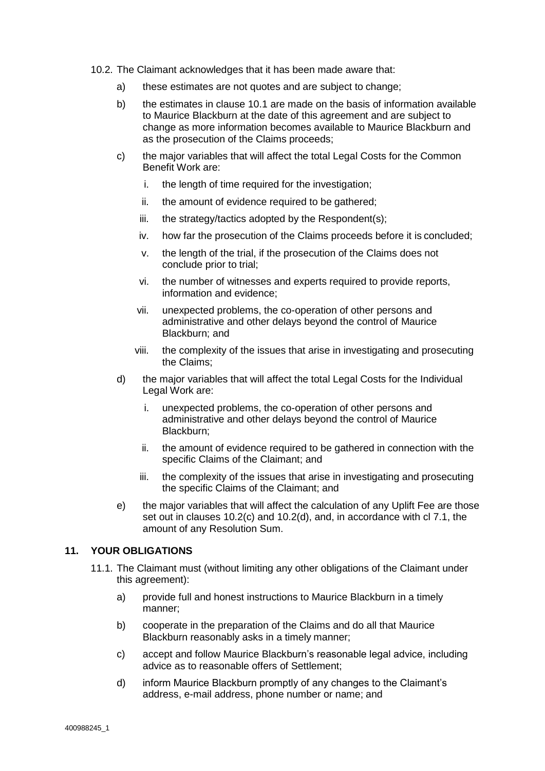10.2. The Claimant acknowledges that it has been made aware that:

a) these estimates are not quotes and are subject to change;

b) the estimates in clause 10.1 are made on the basis of information available to Maurice Blackburn at the date of this agreement and are subject to change as more information becomes available to Maurice Blackburn and as the prosecution of the Claims proceeds;

c) the major variables that will affect the total Legal Costs for the Common Benefit Work are:

   i. the length of time required for the investigation;

   ii. the amount of evidence required to be gathered;

   iii. the strategy/tactics adopted by the Respondent(s);

   iv. how far the prosecution of the Claims proceeds before it is concluded;

   v. the length of the trial, if the prosecution of the Claims does not conclude prior to trial;

   vi. the number of witnesses and experts required to provide reports, information and evidence;

   vii. unexpected problems, the co-operation of other persons and administrative and other delays beyond the control of Maurice Blackburn; and

   viii. the complexity of the issues that arise in investigating and prosecuting the Claims;

d) the major variables that will affect the total Legal Costs for the Individual Legal Work are:

   i. unexpected problems, the co-operation of other persons and administrative and other delays beyond the control of Maurice Blackburn;

   ii. the amount of evidence required to be gathered in connection with the specific Claims of the Claimant; and

   iii. the complexity of the issues that arise in investigating and prosecuting the specific Claims of the Claimant; and

e) the major variables that will affect the calculation of any Uplift Fee are those set out in clauses 10.2(c) and 10.2(d), and, in accordance with cl 7.1, the amount of any Resolution Sum.

## 11. YOUR OBLIGATIONS

11.1. The Claimant must (without limiting any other obligations of the Claimant under this agreement):

a) provide full and honest instructions to Maurice Blackburn in a timely manner;

b) cooperate in the preparation of the Claims and do all that Maurice Blackburn reasonably asks in a timely manner;

c) accept and follow Maurice Blackburn's reasonable legal advice, including advice as to reasonable offers of Settlement;

d) inform Maurice Blackburn promptly of any changes to the Claimant's address, e-mail address, phone number or name; and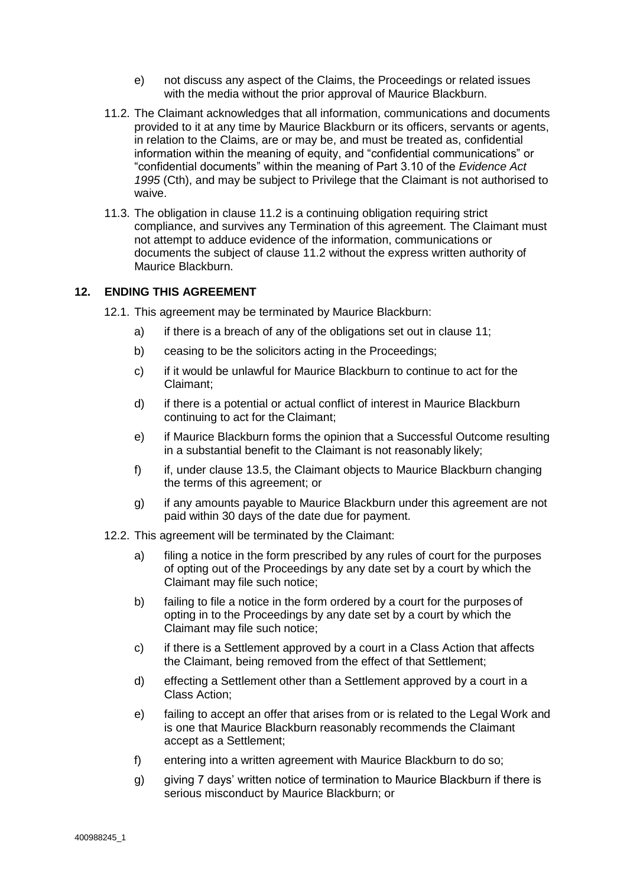e) not discuss any aspect of the Claims, the Proceedings or related issues with the media without the prior approval of Maurice Blackburn.

11.2. The Claimant acknowledges that all information, communications and documents provided to it at any time by Maurice Blackburn or its officers, servants or agents, in relation to the Claims, are or may be, and must be treated as, confidential information within the meaning of equity, and "confidential communications" or "confidential documents" within the meaning of Part 3.10 of the *Evidence Act 1995* (Cth), and may be subject to Privilege that the Claimant is not authorised to waive.

11.3. The obligation in clause 11.2 is a continuing obligation requiring strict compliance, and survives any Termination of this agreement. The Claimant must not attempt to adduce evidence of the information, communications or documents the subject of clause 11.2 without the express written authority of Maurice Blackburn.

## 12. ENDING THIS AGREEMENT

12.1. This agreement may be terminated by Maurice Blackburn:

a) if there is a breach of any of the obligations set out in clause 11;

b) ceasing to be the solicitors acting in the Proceedings;

c) if it would be unlawful for Maurice Blackburn to continue to act for the Claimant;

d) if there is a potential or actual conflict of interest in Maurice Blackburn continuing to act for the Claimant;

e) if Maurice Blackburn forms the opinion that a Successful Outcome resulting in a substantial benefit to the Claimant is not reasonably likely;

f) if, under clause 13.5, the Claimant objects to Maurice Blackburn changing the terms of this agreement; or

g) if any amounts payable to Maurice Blackburn under this agreement are not paid within 30 days of the date due for payment.

12.2. This agreement will be terminated by the Claimant:

a) filing a notice in the form prescribed by any rules of court for the purposes of opting out of the Proceedings by any date set by a court by which the Claimant may file such notice;

b) failing to file a notice in the form ordered by a court for the purposes of opting in to the Proceedings by any date set by a court by which the Claimant may file such notice;

c) if there is a Settlement approved by a court in a Class Action that affects the Claimant, being removed from the effect of that Settlement;

d) effecting a Settlement other than a Settlement approved by a court in a Class Action;

e) failing to accept an offer that arises from or is related to the Legal Work and is one that Maurice Blackburn reasonably recommends the Claimant accept as a Settlement;

f) entering into a written agreement with Maurice Blackburn to do so;

g) giving 7 days' written notice of termination to Maurice Blackburn if there is serious misconduct by Maurice Blackburn; or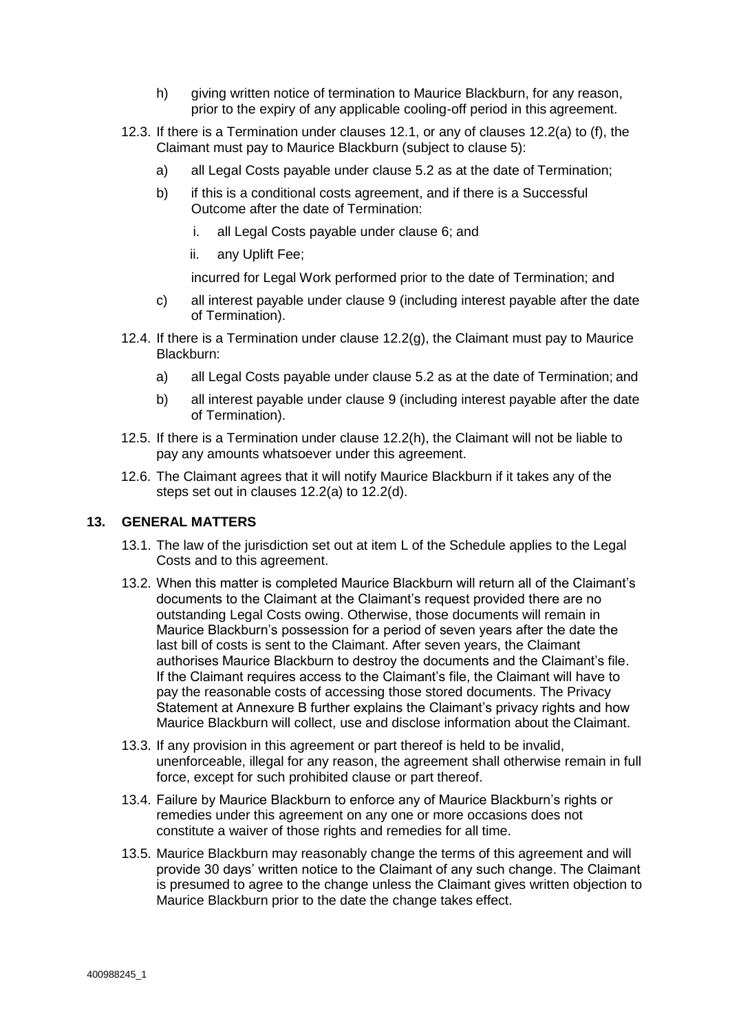h) giving written notice of termination to Maurice Blackburn, for any reason, prior to the expiry of any applicable cooling-off period in this agreement.

12.3. If there is a Termination under clauses 12.1, or any of clauses 12.2(a) to (f), the Claimant must pay to Maurice Blackburn (subject to clause 5):

a) all Legal Costs payable under clause 5.2 as at the date of Termination;

b) if this is a conditional costs agreement, and if there is a Successful Outcome after the date of Termination:

   i. all Legal Costs payable under clause 6; and

   ii. any Uplift Fee;

   incurred for Legal Work performed prior to the date of Termination; and

c) all interest payable under clause 9 (including interest payable after the date of Termination).

12.4. If there is a Termination under clause 12.2(g), the Claimant must pay to Maurice Blackburn:

a) all Legal Costs payable under clause 5.2 as at the date of Termination; and

b) all interest payable under clause 9 (including interest payable after the date of Termination).

12.5. If there is a Termination under clause 12.2(h), the Claimant will not be liable to pay any amounts whatsoever under this agreement.

12.6. The Claimant agrees that it will notify Maurice Blackburn if it takes any of the steps set out in clauses 12.2(a) to 12.2(d).

## 13. GENERAL MATTERS

13.1. The law of the jurisdiction set out at item L of the Schedule applies to the Legal Costs and to this agreement.

13.2. When this matter is completed Maurice Blackburn will return all of the Claimant's documents to the Claimant at the Claimant's request provided there are no outstanding Legal Costs owing. Otherwise, those documents will remain in Maurice Blackburn's possession for a period of seven years after the date the last bill of costs is sent to the Claimant. After seven years, the Claimant authorises Maurice Blackburn to destroy the documents and the Claimant's file. If the Claimant requires access to the Claimant's file, the Claimant will have to pay the reasonable costs of accessing those stored documents. The Privacy Statement at Annexure B further explains the Claimant's privacy rights and how Maurice Blackburn will collect, use and disclose information about the Claimant.

13.3. If any provision in this agreement or part thereof is held to be invalid, unenforceable, illegal for any reason, the agreement shall otherwise remain in full force, except for such prohibited clause or part thereof.

13.4. Failure by Maurice Blackburn to enforce any of Maurice Blackburn's rights or remedies under this agreement on any one or more occasions does not constitute a waiver of those rights and remedies for all time.

13.5. Maurice Blackburn may reasonably change the terms of this agreement and will provide 30 days' written notice to the Claimant of any such change. The Claimant is presumed to agree to the change unless the Claimant gives written objection to Maurice Blackburn prior to the date the change takes effect.

400988245_1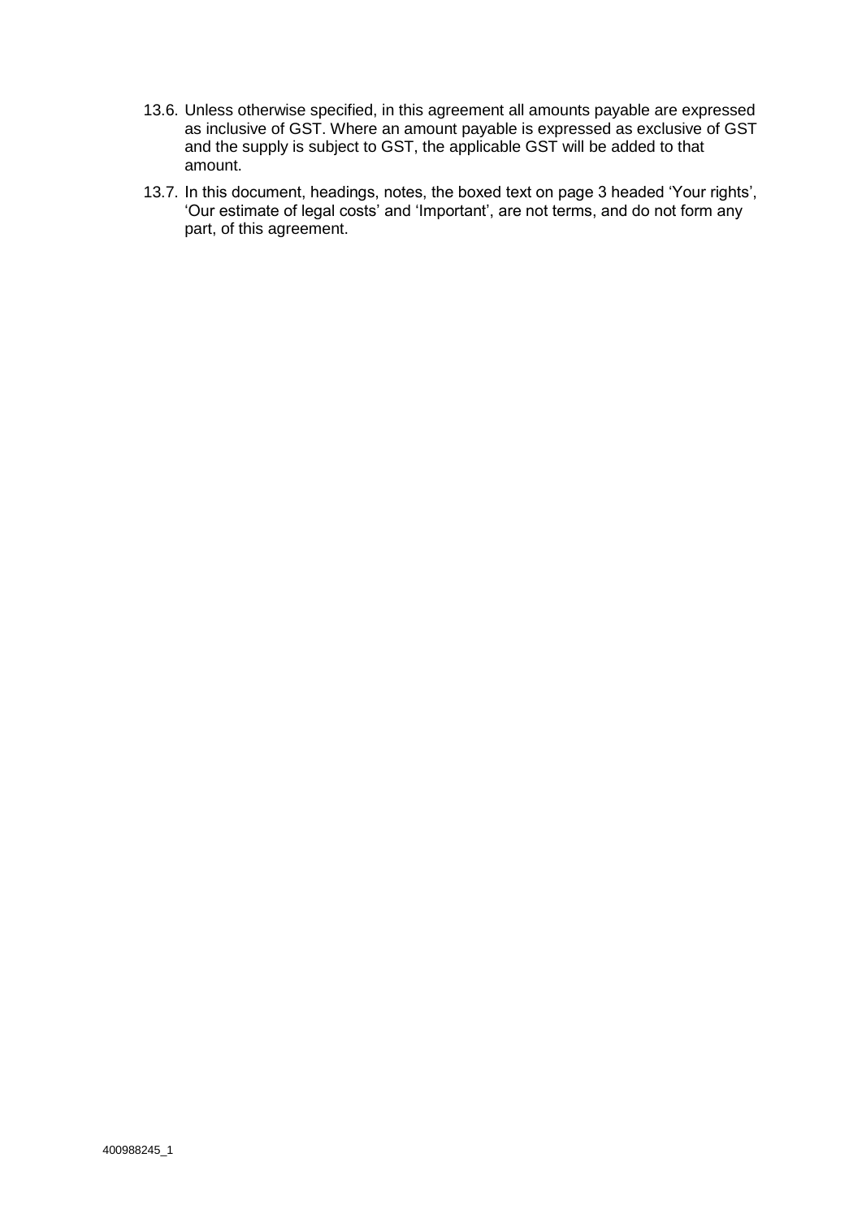13.6. Unless otherwise specified, in this agreement all amounts payable are expressed as inclusive of GST. Where an amount payable is expressed as exclusive of GST and the supply is subject to GST, the applicable GST will be added to that amount.

13.7. In this document, headings, notes, the boxed text on page 3 headed 'Your rights', 'Our estimate of legal costs' and 'Important', are not terms, and do not form any part, of this agreement.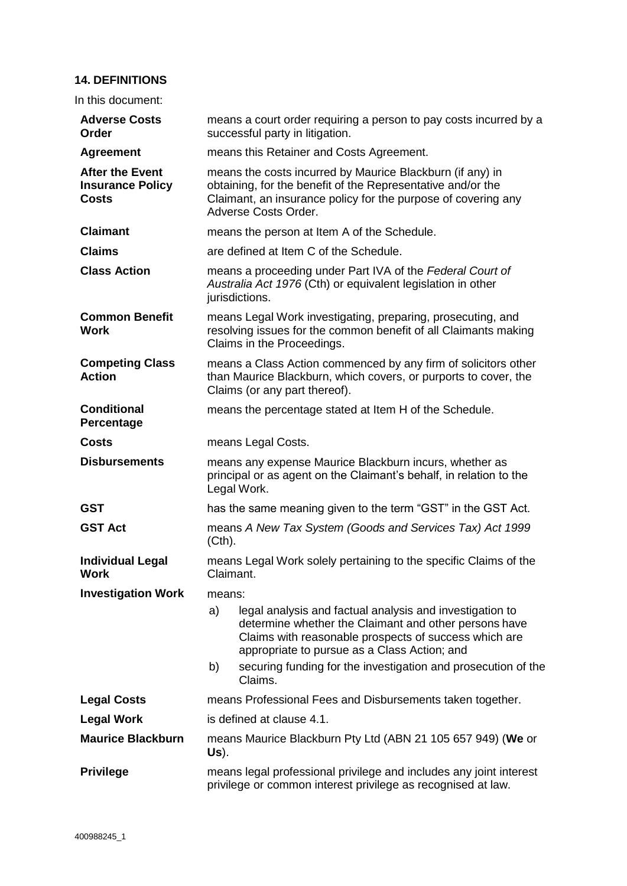## 14. DEFINITIONS

In this document:

| | |
|---|---|
| **Adverse Costs Order** | means a court order requiring a person to pay costs incurred by a successful party in litigation. |
| **Agreement** | means this Retainer and Costs Agreement. |
| **After the Event Insurance Policy Costs** | means the costs incurred by Maurice Blackburn (if any) in obtaining, for the benefit of the Representative and/or the Claimant, an insurance policy for the purpose of covering any Adverse Costs Order. |
| **Claimant** | means the person at Item A of the Schedule. |
| **Claims** | are defined at Item C of the Schedule. |
| **Class Action** | means a proceeding under Part IVA of the *Federal Court of Australia Act 1976* (Cth) or equivalent legislation in other jurisdictions. |
| **Common Benefit Work** | means Legal Work investigating, preparing, prosecuting, and resolving issues for the common benefit of all Claimants making Claims in the Proceedings. |
| **Competing Class Action** | means a Class Action commenced by any firm of solicitors other than Maurice Blackburn, which covers, or purports to cover, the Claims (or any part thereof). |
| **Conditional Percentage** | means the percentage stated at Item H of the Schedule. |
| **Costs** | means Legal Costs. |
| **Disbursements** | means any expense Maurice Blackburn incurs, whether as principal or as agent on the Claimant's behalf, in relation to the Legal Work. |
| **GST** | has the same meaning given to the term "GST" in the GST Act. |
| **GST Act** | means *A New Tax System (Goods and Services Tax) Act 1999* (Cth). |
| **Individual Legal Work** | means Legal Work solely pertaining to the specific Claims of the Claimant. |
| **Investigation Work** | means: a) legal analysis and factual analysis and investigation to determine whether the Claimant and other persons have Claims with reasonable prospects of success which are appropriate to pursue as a Class Action; and b) securing funding for the investigation and prosecution of the Claims. |
| **Legal Costs** | means Professional Fees and Disbursements taken together. |
| **Legal Work** | is defined at clause 4.1. |
| **Maurice Blackburn** | means Maurice Blackburn Pty Ltd (ABN 21 105 657 949) (**We** or **Us**). |
| **Privilege** | means legal professional privilege and includes any joint interest privilege or common interest privilege as recognised at law. |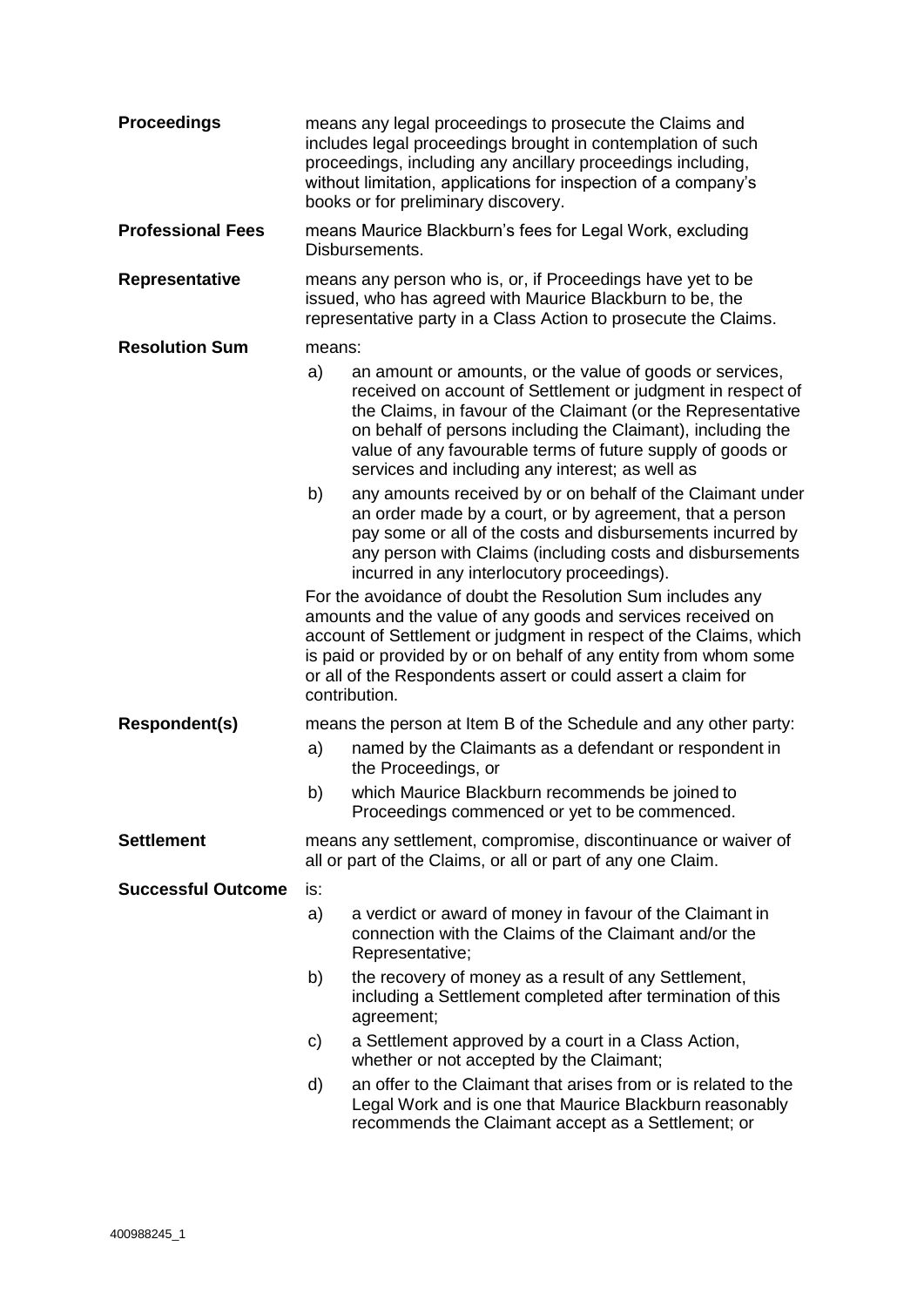**Proceedings** means any legal proceedings to prosecute the Claims and includes legal proceedings brought in contemplation of such proceedings, including any ancillary proceedings including, without limitation, applications for inspection of a company's books or for preliminary discovery.

**Professional Fees** means Maurice Blackburn's fees for Legal Work, excluding Disbursements.

**Representative** means any person who is, or, if Proceedings have yet to be issued, who has agreed with Maurice Blackburn to be, the representative party in a Class Action to prosecute the Claims.

**Resolution Sum** means:

a) an amount or amounts, or the value of goods or services, received on account of Settlement or judgment in respect of the Claims, in favour of the Claimant (or the Representative on behalf of persons including the Claimant), including the value of any favourable terms of future supply of goods or services and including any interest; as well as

b) any amounts received by or on behalf of the Claimant under an order made by a court, or by agreement, that a person pay some or all of the costs and disbursements incurred by any person with Claims (including costs and disbursements incurred in any interlocutory proceedings).

For the avoidance of doubt the Resolution Sum includes any amounts and the value of any goods and services received on account of Settlement or judgment in respect of the Claims, which is paid or provided by or on behalf of any entity from whom some or all of the Respondents assert or could assert a claim for contribution.

**Respondent(s)** means the person at Item B of the Schedule and any other party:

a) named by the Claimants as a defendant or respondent in the Proceedings, or

b) which Maurice Blackburn recommends be joined to Proceedings commenced or yet to be commenced.

**Settlement** means any settlement, compromise, discontinuance or waiver of all or part of the Claims, or all or part of any one Claim.

**Successful Outcome** is:

a) a verdict or award of money in favour of the Claimant in connection with the Claims of the Claimant and/or the Representative;

b) the recovery of money as a result of any Settlement, including a Settlement completed after termination of this agreement;

c) a Settlement approved by a court in a Class Action, whether or not accepted by the Claimant;

d) an offer to the Claimant that arises from or is related to the Legal Work and is one that Maurice Blackburn reasonably recommends the Claimant accept as a Settlement; or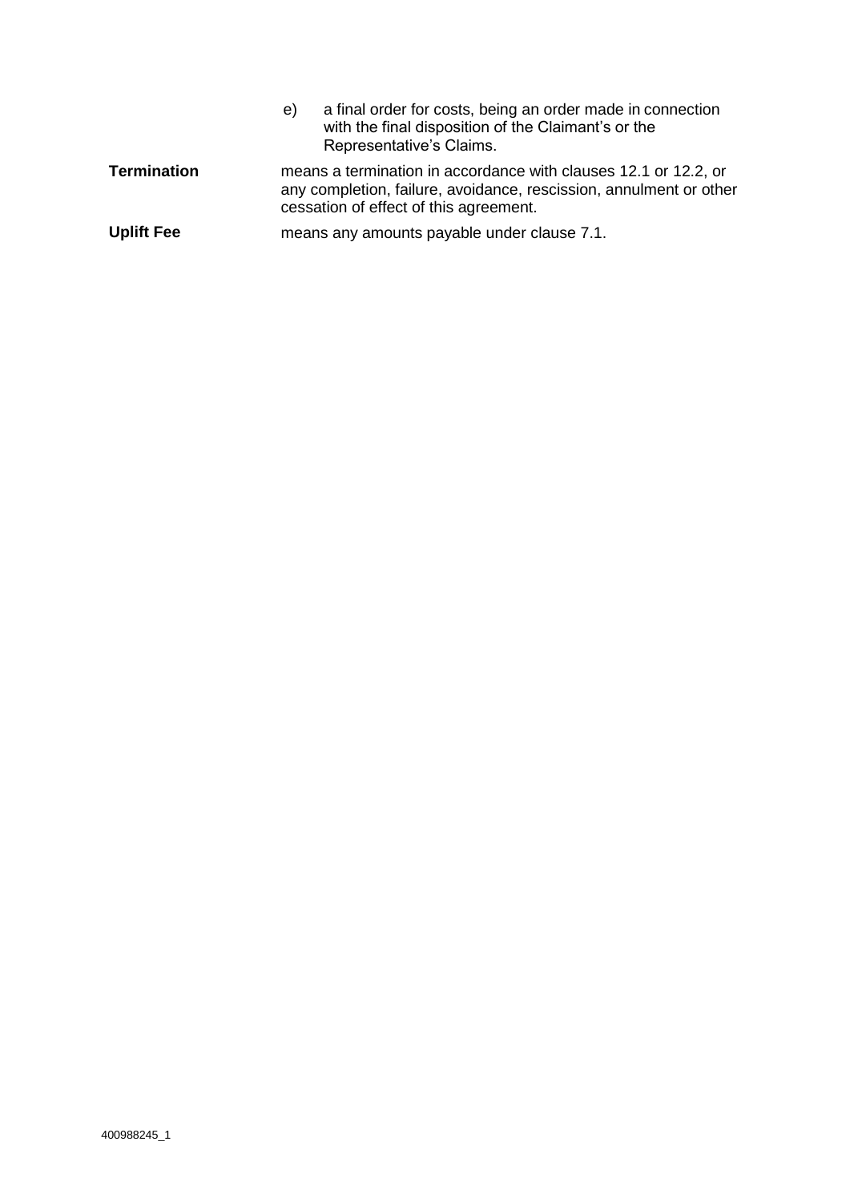e) a final order for costs, being an order made in connection with the final disposition of the Claimant's or the Representative's Claims.

**Termination** means a termination in accordance with clauses 12.1 or 12.2, or any completion, failure, avoidance, rescission, annulment or other cessation of effect of this agreement.

**Uplift Fee** means any amounts payable under clause 7.1.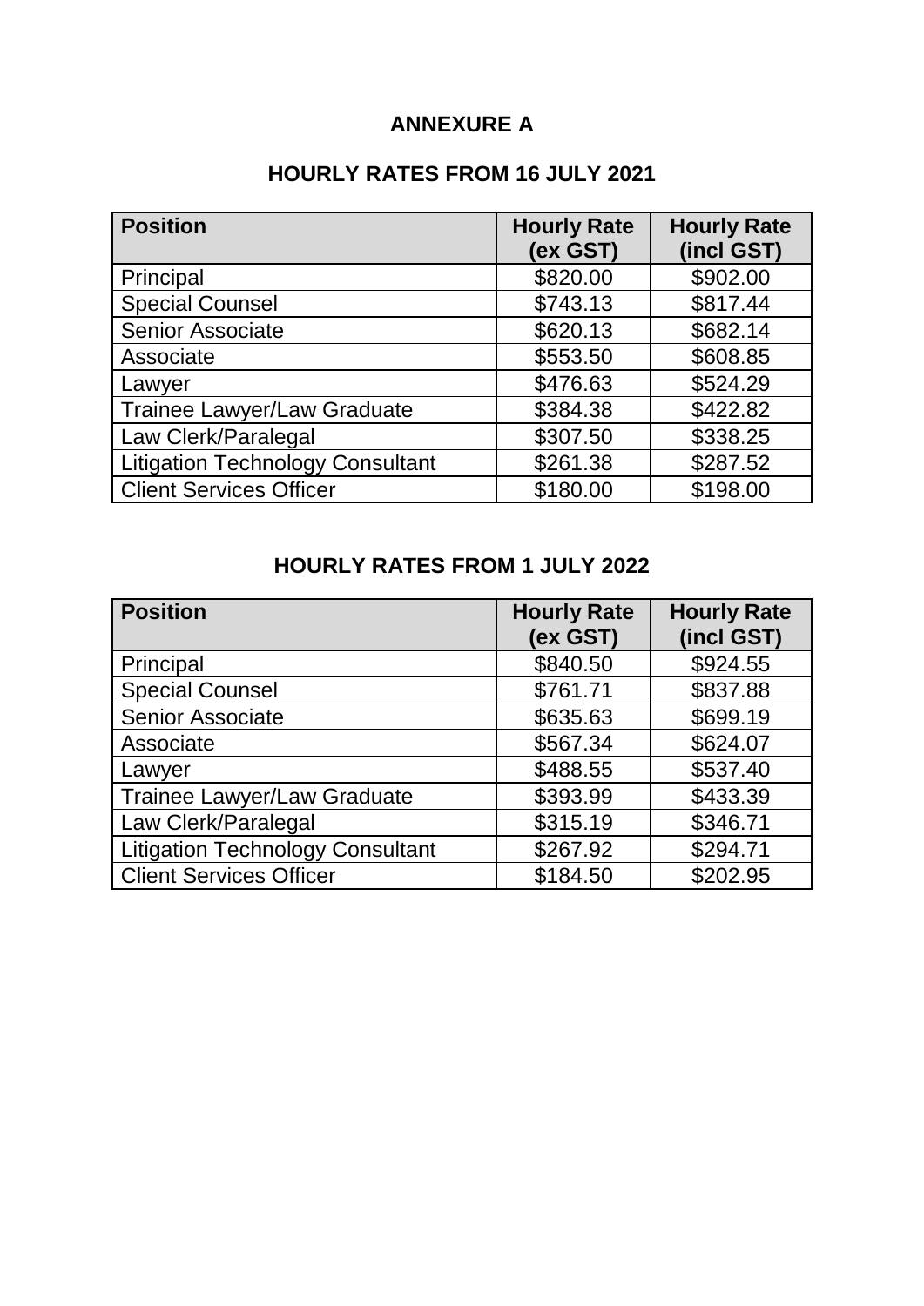# ANNEXURE A

## HOURLY RATES FROM 16 JULY 2021

| Position | Hourly Rate (ex GST) | Hourly Rate (incl GST) |
|---|---|---|
| Principal | $820.00 | $902.00 |
| Special Counsel | $743.13 | $817.44 |
| Senior Associate | $620.13 | $682.14 |
| Associate | $553.50 | $608.85 |
| Lawyer | $476.63 | $524.29 |
| Trainee Lawyer/Law Graduate | $384.38 | $422.82 |
| Law Clerk/Paralegal | $307.50 | $338.25 |
| Litigation Technology Consultant | $261.38 | $287.52 |
| Client Services Officer | $180.00 | $198.00 |

## HOURLY RATES FROM 1 JULY 2022

| Position | Hourly Rate (ex GST) | Hourly Rate (incl GST) |
|---|---|---|
| Principal | $840.50 | $924.55 |
| Special Counsel | $761.71 | $837.88 |
| Senior Associate | $635.63 | $699.19 |
| Associate | $567.34 | $624.07 |
| Lawyer | $488.55 | $537.40 |
| Trainee Lawyer/Law Graduate | $393.99 | $433.39 |
| Law Clerk/Paralegal | $315.19 | $346.71 |
| Litigation Technology Consultant | $267.92 | $294.71 |
| Client Services Officer | $184.50 | $202.95 |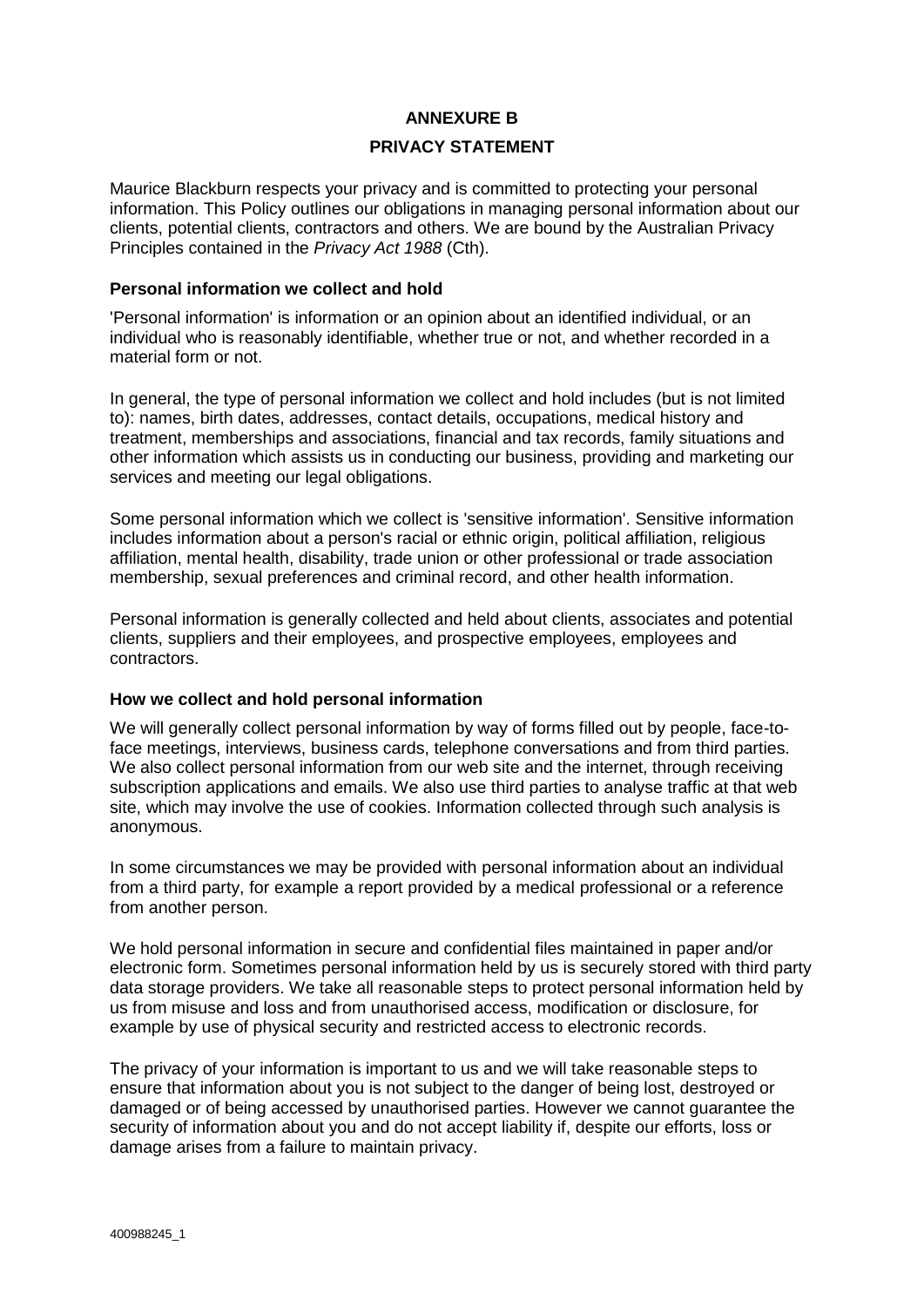# ANNEXURE B

## PRIVACY STATEMENT

Maurice Blackburn respects your privacy and is committed to protecting your personal information. This Policy outlines our obligations in managing personal information about our clients, potential clients, contractors and others. We are bound by the Australian Privacy Principles contained in the *Privacy Act 1988* (Cth).

### Personal information we collect and hold

'Personal information' is information or an opinion about an identified individual, or an individual who is reasonably identifiable, whether true or not, and whether recorded in a material form or not.

In general, the type of personal information we collect and hold includes (but is not limited to): names, birth dates, addresses, contact details, occupations, medical history and treatment, memberships and associations, financial and tax records, family situations and other information which assists us in conducting our business, providing and marketing our services and meeting our legal obligations.

Some personal information which we collect is 'sensitive information'. Sensitive information includes information about a person's racial or ethnic origin, political affiliation, religious affiliation, mental health, disability, trade union or other professional or trade association membership, sexual preferences and criminal record, and other health information.

Personal information is generally collected and held about clients, associates and potential clients, suppliers and their employees, and prospective employees, employees and contractors.

### How we collect and hold personal information

We will generally collect personal information by way of forms filled out by people, face-to-face meetings, interviews, business cards, telephone conversations and from third parties. We also collect personal information from our web site and the internet, through receiving subscription applications and emails. We also use third parties to analyse traffic at that web site, which may involve the use of cookies. Information collected through such analysis is anonymous.

In some circumstances we may be provided with personal information about an individual from a third party, for example a report provided by a medical professional or a reference from another person.

We hold personal information in secure and confidential files maintained in paper and/or electronic form. Sometimes personal information held by us is securely stored with third party data storage providers. We take all reasonable steps to protect personal information held by us from misuse and loss and from unauthorised access, modification or disclosure, for example by use of physical security and restricted access to electronic records.

The privacy of your information is important to us and we will take reasonable steps to ensure that information about you is not subject to the danger of being lost, destroyed or damaged or of being accessed by unauthorised parties. However we cannot guarantee the security of information about you and do not accept liability if, despite our efforts, loss or damage arises from a failure to maintain privacy.

400988245_1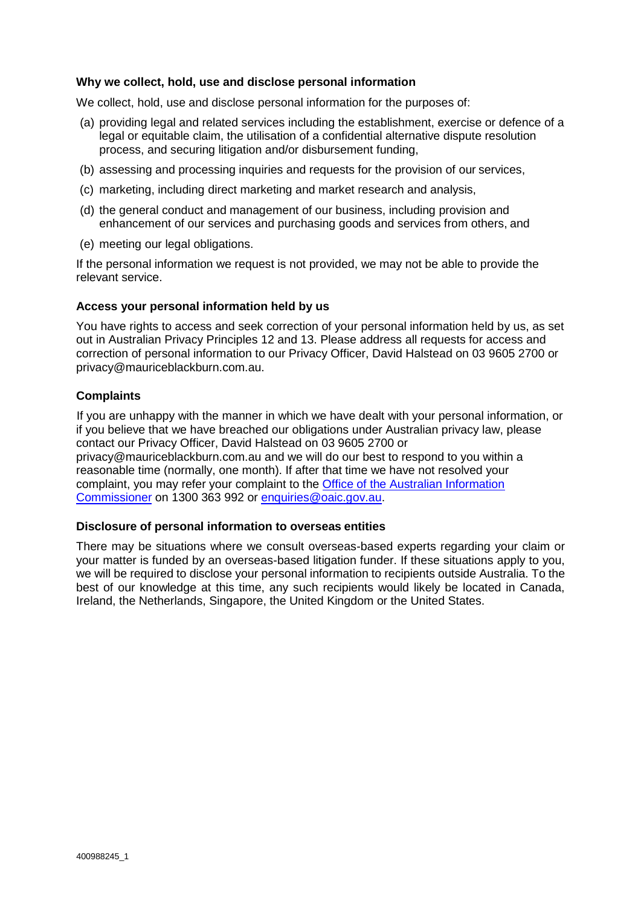### Why we collect, hold, use and disclose personal information

We collect, hold, use and disclose personal information for the purposes of:

(a) providing legal and related services including the establishment, exercise or defence of a legal or equitable claim, the utilisation of a confidential alternative dispute resolution process, and securing litigation and/or disbursement funding,

(b) assessing and processing inquiries and requests for the provision of our services,

(c) marketing, including direct marketing and market research and analysis,

(d) the general conduct and management of our business, including provision and enhancement of our services and purchasing goods and services from others, and

(e) meeting our legal obligations.

If the personal information we request is not provided, we may not be able to provide the relevant service.

### Access your personal information held by us

You have rights to access and seek correction of your personal information held by us, as set out in Australian Privacy Principles 12 and 13. Please address all requests for access and correction of personal information to our Privacy Officer, David Halstead on 03 9605 2700 or privacy@mauriceblackburn.com.au.

### Complaints

If you are unhappy with the manner in which we have dealt with your personal information, or if you believe that we have breached our obligations under Australian privacy law, please contact our Privacy Officer, David Halstead on 03 9605 2700 or privacy@mauriceblackburn.com.au and we will do our best to respond to you within a reasonable time (normally, one month). If after that time we have not resolved your complaint, you may refer your complaint to the Office of the Australian Information Commissioner on 1300 363 992 or enquiries@oaic.gov.au.

### Disclosure of personal information to overseas entities

There may be situations where we consult overseas-based experts regarding your claim or your matter is funded by an overseas-based litigation funder. If these situations apply to you, we will be required to disclose your personal information to recipients outside Australia. To the best of our knowledge at this time, any such recipients would likely be located in Canada, Ireland, the Netherlands, Singapore, the United Kingdom or the United States.

400988245_1